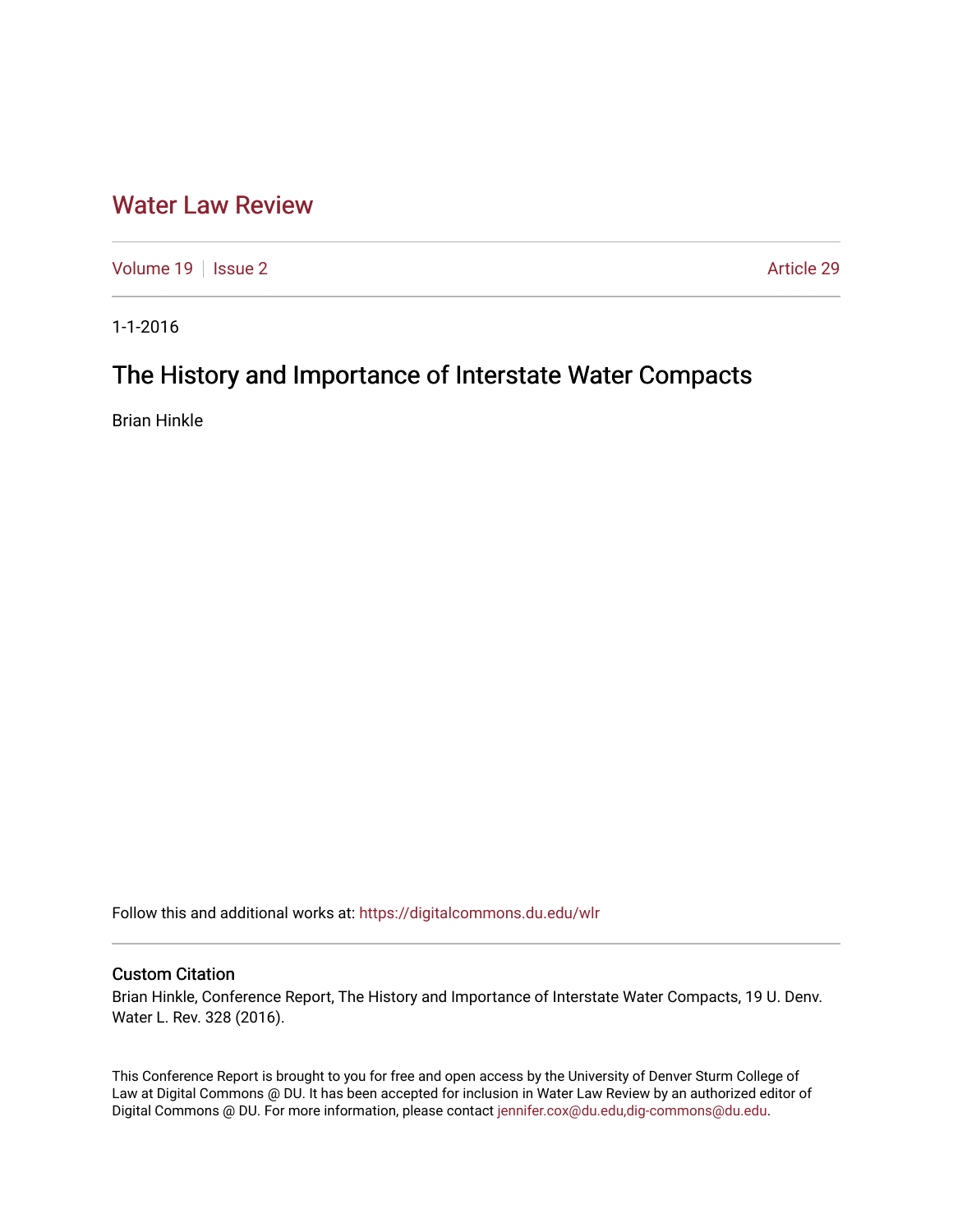# Water Law Review

Volume 19 | Issue 2 | Article 29

1-1-2016

## The History and Importance of Interstate Water Compacts

Brian Hinkle

Follow this and additional works at: https://digitalcommons.du.edu/wlr

### Custom Citation

Brian Hinkle, Conference Report, The History and Importance of Interstate Water Compacts, 19 U. Denv. Water L. Rev. 328 (2016).

This Conference Report is brought to you for free and open access by the University of Denver Sturm College of Law at Digital Commons @ DU. It has been accepted for inclusion in Water Law Review by an authorized editor of Digital Commons @ DU. For more information, please contact jennifer.cox@du.edu,dig-commons@du.edu.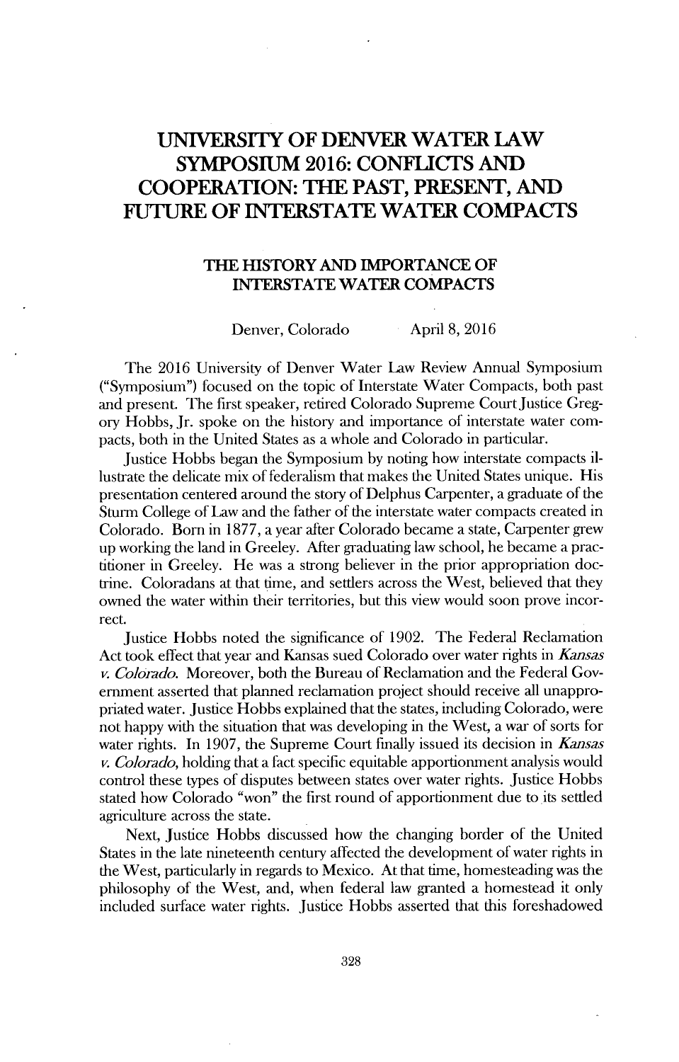# UNIVERSITY OF DENVER WATER LAW SYMPOSIUM 2016: CONFLICTS AND COOPERATION: THE PAST, PRESENT, AND FUTURE OF INTERSTATE WATER COMPACTS

## THE HISTORY AND IMPORTANCE OF INTERSTATE WATER COMPACTS

Denver, Colorado April 8, 2016

The 2016 University of Denver Water Law Review Annual Symposium ("Symposium") focused on the topic of Interstate Water Compacts, both past and present. The first speaker, retired Colorado Supreme Court Justice Gregory Hobbs, Jr. spoke on the history and importance of interstate water compacts, both in the United States as a whole and Colorado in particular.

Justice Hobbs began the Symposium by noting how interstate compacts illustrate the delicate mix of federalism that makes the United States unique. His presentation centered around the story of Delphus Carpenter, a graduate of the Sturm College of Law and the father of the interstate water compacts created in Colorado. Born in 1877, a year after Colorado became a state, Carpenter grew up working the land in Greeley. After graduating law school, he became a practitioner in Greeley. He was a strong believer in the prior appropriation doctrine. Coloradans at that time, and settlers across the West, believed that they owned the water within their territories, but this view would soon prove incorrect.

Justice Hobbs noted the significance of 1902. The Federal Reclamation Act took effect that year and Kansas sued Colorado over water rights in *Kansas v. Colorado*. Moreover, both the Bureau of Reclamation and the Federal Government asserted that planned reclamation project should receive all unappropriated water. Justice Hobbs explained that the states, including Colorado, were not happy with the situation that was developing in the West, a war of sorts for water rights. In 1907, the Supreme Court finally issued its decision in *Kansas v. Colorado*, holding that a fact specific equitable apportionment analysis would control these types of disputes between states over water rights. Justice Hobbs stated how Colorado "won" the first round of apportionment due to its settled agriculture across the state.

Next, Justice Hobbs discussed how the changing border of the United States in the late nineteenth century affected the development of water rights in the West, particularly in regards to Mexico. At that time, homesteading was the philosophy of the West, and, when federal law granted a homestead it only included surface water rights. Justice Hobbs asserted that this foreshadowed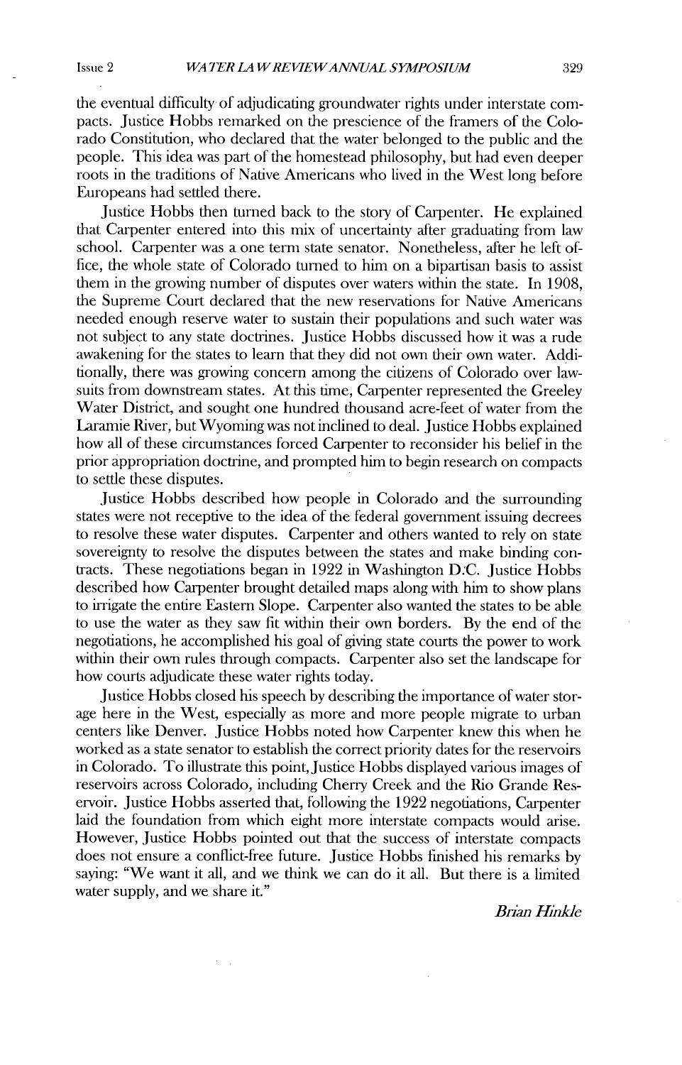the eventual difficulty of adjudicating groundwater rights under interstate compacts. Justice Hobbs remarked on the prescience of the framers of the Colorado Constitution, who declared that the water belonged to the public and the people. This idea was part of the homestead philosophy, but had even deeper roots in the traditions of Native Americans who lived in the West long before Europeans had settled there.

Justice Hobbs then turned back to the story of Carpenter. He explained that Carpenter entered into this mix of uncertainty after graduating from law school. Carpenter was a one term state senator. Nonetheless, after he left office, the whole state of Colorado turned to him on a bipartisan basis to assist them in the growing number of disputes over waters within the state. In 1908, the Supreme Court declared that the new reservations for Native Americans needed enough reserve water to sustain their populations and such water was not subject to any state doctrines. Justice Hobbs discussed how it was a rude awakening for the states to learn that they did not own their own water. Additionally, there was growing concern among the citizens of Colorado over lawsuits from downstream states. At this time, Carpenter represented the Greeley Water District, and sought one hundred thousand acre-feet of water from the Laramie River, but Wyoming was not inclined to deal. Justice Hobbs explained how all of these circumstances forced Carpenter to reconsider his belief in the prior appropriation doctrine, and prompted him to begin research on compacts to settle these disputes.

Justice Hobbs described how people in Colorado and the surrounding states were not receptive to the idea of the federal government issuing decrees to resolve these water disputes. Carpenter and others wanted to rely on state sovereignty to resolve the disputes between the states and make binding contracts. These negotiations began in 1922 in Washington D.C. Justice Hobbs described how Carpenter brought detailed maps along with him to show plans to irrigate the entire Eastern Slope. Carpenter also wanted the states to be able to use the water as they saw fit within their own borders. By the end of the negotiations, he accomplished his goal of giving state courts the power to work within their own rules through compacts. Carpenter also set the landscape for how courts adjudicate these water rights today.

Justice Hobbs closed his speech by describing the importance of water storage here in the West, especially as more and more people migrate to urban centers like Denver. Justice Hobbs noted how Carpenter knew this when he worked as a state senator to establish the correct priority dates for the reservoirs in Colorado. To illustrate this point, Justice Hobbs displayed various images of reservoirs across Colorado, including Cherry Creek and the Rio Grande Reservoir. Justice Hobbs asserted that, following the 1922 negotiations, Carpenter laid the foundation from which eight more interstate compacts would arise. However, Justice Hobbs pointed out that the success of interstate compacts does not ensure a conflict-free future. Justice Hobbs finished his remarks by saying: "We want it all, and we think we can do it all. But there is a limited water supply, and we share it."

*Brian Hinkle*